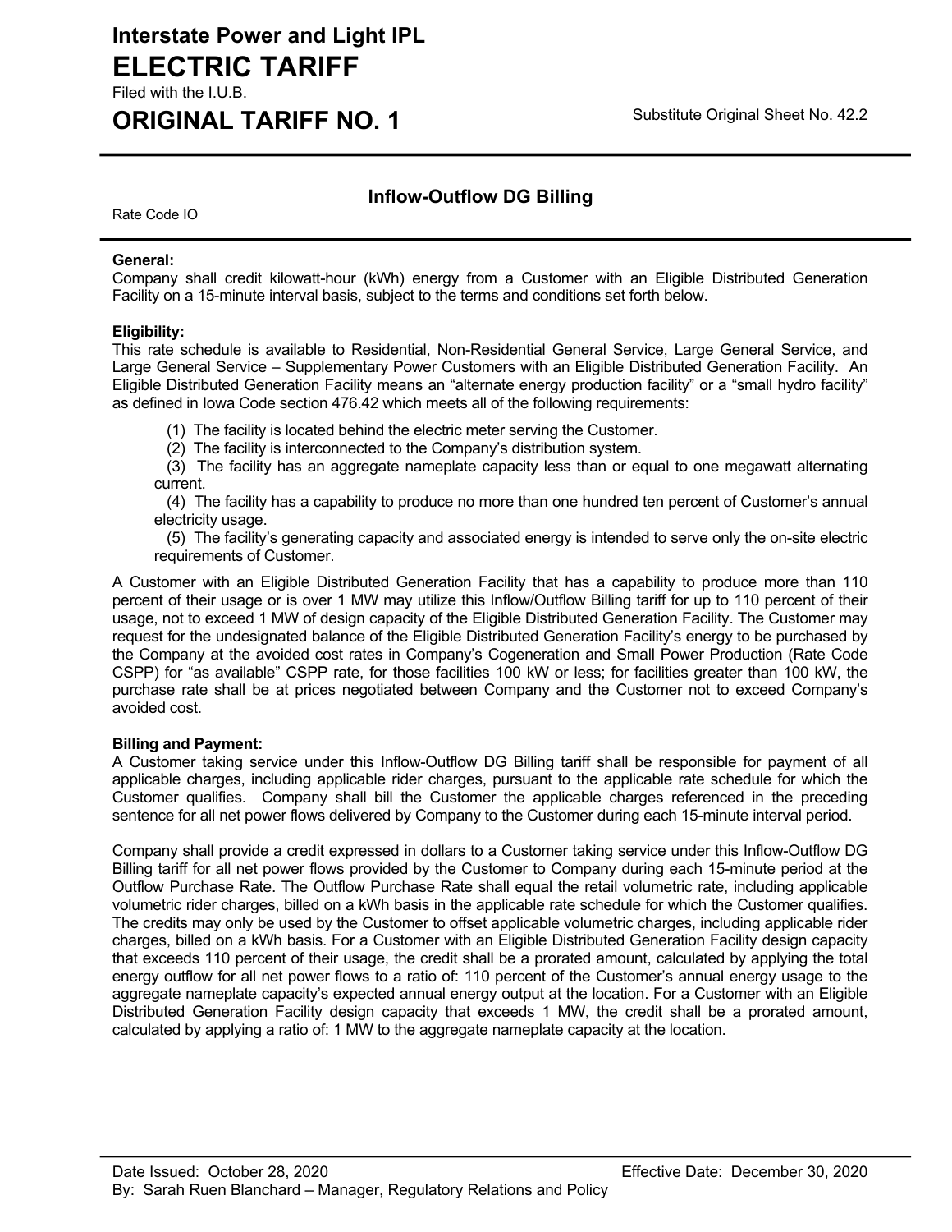# Interstate Power and Light IPL

# ELECTRIC TARIFF

Filed with the I.U.B.

# ORIGINAL TARIFF NO. 1

Substitute Original Sheet No. 42.2

## Inflow-Outflow DG Billing

Rate Code IO

**General:**
Company shall credit kilowatt-hour (kWh) energy from a Customer with an Eligible Distributed Generation Facility on a 15-minute interval basis, subject to the terms and conditions set forth below.

**Eligibility:**
This rate schedule is available to Residential, Non-Residential General Service, Large General Service, and Large General Service – Supplementary Power Customers with an Eligible Distributed Generation Facility. An Eligible Distributed Generation Facility means an "alternate energy production facility" or a "small hydro facility" as defined in Iowa Code section 476.42 which meets all of the following requirements:

(1) The facility is located behind the electric meter serving the Customer.

(2) The facility is interconnected to the Company's distribution system.

(3) The facility has an aggregate nameplate capacity less than or equal to one megawatt alternating current.

(4) The facility has a capability to produce no more than one hundred ten percent of Customer's annual electricity usage.

(5) The facility's generating capacity and associated energy is intended to serve only the on-site electric requirements of Customer.

A Customer with an Eligible Distributed Generation Facility that has a capability to produce more than 110 percent of their usage or is over 1 MW may utilize this Inflow/Outflow Billing tariff for up to 110 percent of their usage, not to exceed 1 MW of design capacity of the Eligible Distributed Generation Facility. The Customer may request for the undesignated balance of the Eligible Distributed Generation Facility's energy to be purchased by the Company at the avoided cost rates in Company's Cogeneration and Small Power Production (Rate Code CSPP) for "as available" CSPP rate, for those facilities 100 kW or less; for facilities greater than 100 kW, the purchase rate shall be at prices negotiated between Company and the Customer not to exceed Company's avoided cost.

**Billing and Payment:**
A Customer taking service under this Inflow-Outflow DG Billing tariff shall be responsible for payment of all applicable charges, including applicable rider charges, pursuant to the applicable rate schedule for which the Customer qualifies. Company shall bill the Customer the applicable charges referenced in the preceding sentence for all net power flows delivered by Company to the Customer during each 15-minute interval period.

Company shall provide a credit expressed in dollars to a Customer taking service under this Inflow-Outflow DG Billing tariff for all net power flows provided by the Customer to Company during each 15-minute period at the Outflow Purchase Rate. The Outflow Purchase Rate shall equal the retail volumetric rate, including applicable volumetric rider charges, billed on a kWh basis in the applicable rate schedule for which the Customer qualifies. The credits may only be used by the Customer to offset applicable volumetric charges, including applicable rider charges, billed on a kWh basis. For a Customer with an Eligible Distributed Generation Facility design capacity that exceeds 110 percent of their usage, the credit shall be a prorated amount, calculated by applying the total energy outflow for all net power flows to a ratio of: 110 percent of the Customer's annual energy usage to the aggregate nameplate capacity's expected annual energy output at the location. For a Customer with an Eligible Distributed Generation Facility design capacity that exceeds 1 MW, the credit shall be a prorated amount, calculated by applying a ratio of: 1 MW to the aggregate nameplate capacity at the location.

Date Issued: October 28, 2020 Effective Date: December 30, 2020
By: Sarah Ruen Blanchard – Manager, Regulatory Relations and Policy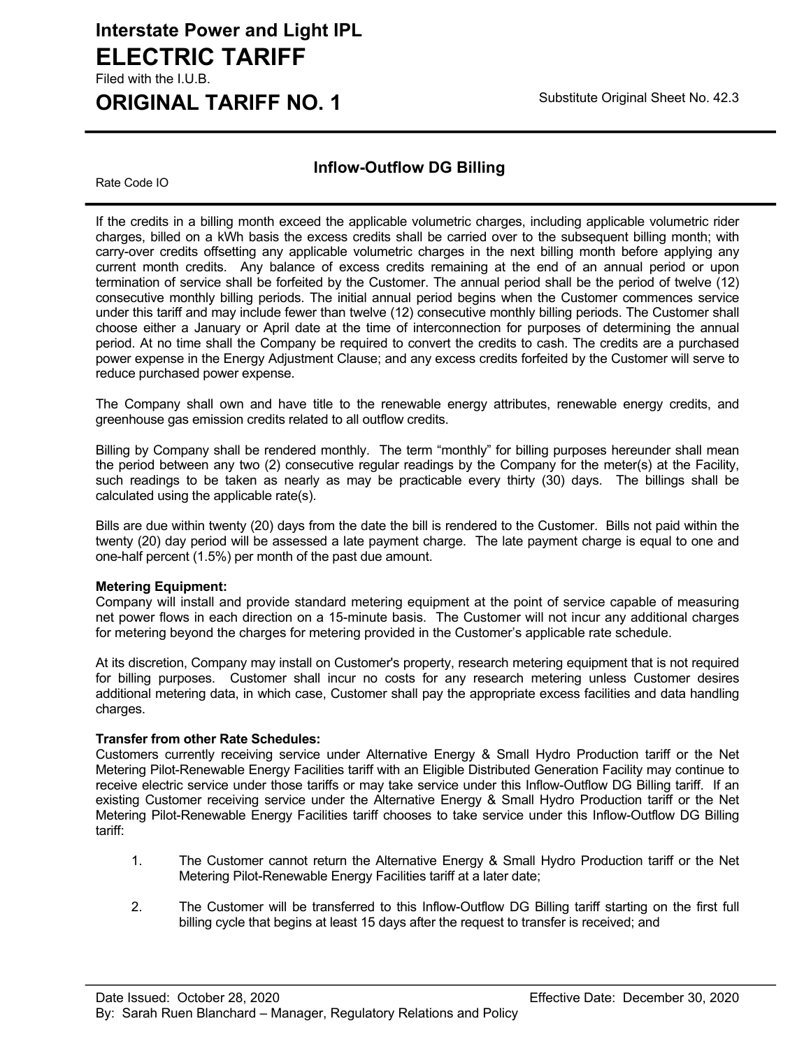## Inflow-Outflow DG Billing

Rate Code IO

If the credits in a billing month exceed the applicable volumetric charges, including applicable volumetric rider charges, billed on a kWh basis the excess credits shall be carried over to the subsequent billing month; with carry-over credits offsetting any applicable volumetric charges in the next billing month before applying any current month credits. Any balance of excess credits remaining at the end of an annual period or upon termination of service shall be forfeited by the Customer. The annual period shall be the period of twelve (12) consecutive monthly billing periods. The initial annual period begins when the Customer commences service under this tariff and may include fewer than twelve (12) consecutive monthly billing periods. The Customer shall choose either a January or April date at the time of interconnection for purposes of determining the annual period. At no time shall the Company be required to convert the credits to cash. The credits are a purchased power expense in the Energy Adjustment Clause; and any excess credits forfeited by the Customer will serve to reduce purchased power expense.

The Company shall own and have title to the renewable energy attributes, renewable energy credits, and greenhouse gas emission credits related to all outflow credits.

Billing by Company shall be rendered monthly. The term “monthly” for billing purposes hereunder shall mean the period between any two (2) consecutive regular readings by the Company for the meter(s) at the Facility, such readings to be taken as nearly as may be practicable every thirty (30) days. The billings shall be calculated using the applicable rate(s).

Bills are due within twenty (20) days from the date the bill is rendered to the Customer. Bills not paid within the twenty (20) day period will be assessed a late payment charge. The late payment charge is equal to one and one-half percent (1.5%) per month of the past due amount.

**Metering Equipment:**
Company will install and provide standard metering equipment at the point of service capable of measuring net power flows in each direction on a 15-minute basis. The Customer will not incur any additional charges for metering beyond the charges for metering provided in the Customer’s applicable rate schedule.

At its discretion, Company may install on Customer's property, research metering equipment that is not required for billing purposes. Customer shall incur no costs for any research metering unless Customer desires additional metering data, in which case, Customer shall pay the appropriate excess facilities and data handling charges.

**Transfer from other Rate Schedules:**
Customers currently receiving service under Alternative Energy & Small Hydro Production tariff or the Net Metering Pilot-Renewable Energy Facilities tariff with an Eligible Distributed Generation Facility may continue to receive electric service under those tariffs or may take service under this Inflow-Outflow DG Billing tariff. If an existing Customer receiving service under the Alternative Energy & Small Hydro Production tariff or the Net Metering Pilot-Renewable Energy Facilities tariff chooses to take service under this Inflow-Outflow DG Billing tariff:

1. The Customer cannot return the Alternative Energy & Small Hydro Production tariff or the Net Metering Pilot-Renewable Energy Facilities tariff at a later date;

2. The Customer will be transferred to this Inflow-Outflow DG Billing tariff starting on the first full billing cycle that begins at least 15 days after the request to transfer is received; and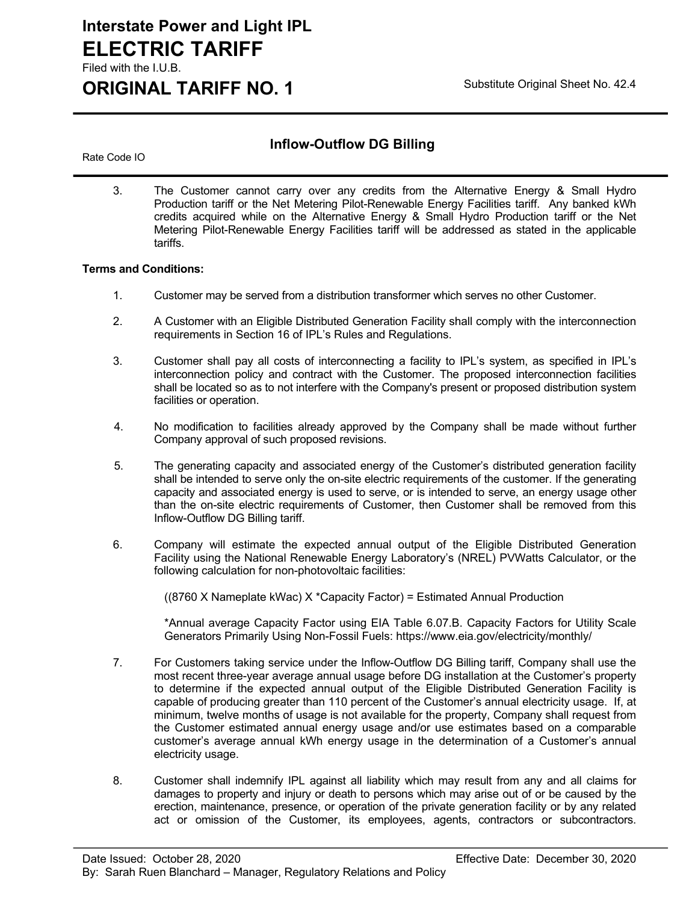## Inflow-Outflow DG Billing

Rate Code IO

3. The Customer cannot carry over any credits from the Alternative Energy & Small Hydro Production tariff or the Net Metering Pilot-Renewable Energy Facilities tariff. Any banked kWh credits acquired while on the Alternative Energy & Small Hydro Production tariff or the Net Metering Pilot-Renewable Energy Facilities tariff will be addressed as stated in the applicable tariffs.

**Terms and Conditions:**

1. Customer may be served from a distribution transformer which serves no other Customer.

2. A Customer with an Eligible Distributed Generation Facility shall comply with the interconnection requirements in Section 16 of IPL's Rules and Regulations.

3. Customer shall pay all costs of interconnecting a facility to IPL's system, as specified in IPL's interconnection policy and contract with the Customer. The proposed interconnection facilities shall be located so as to not interfere with the Company's present or proposed distribution system facilities or operation.

4. No modification to facilities already approved by the Company shall be made without further Company approval of such proposed revisions.

5. The generating capacity and associated energy of the Customer's distributed generation facility shall be intended to serve only the on-site electric requirements of the customer. If the generating capacity and associated energy is used to serve, or is intended to serve, an energy usage other than the on-site electric requirements of Customer, then Customer shall be removed from this Inflow-Outflow DG Billing tariff.

6. Company will estimate the expected annual output of the Eligible Distributed Generation Facility using the National Renewable Energy Laboratory's (NREL) PVWatts Calculator, or the following calculation for non-photovoltaic facilities:

   ((8760 X Nameplate kWac) X *Capacity Factor) = Estimated Annual Production

   *Annual average Capacity Factor using EIA Table 6.07.B. Capacity Factors for Utility Scale Generators Primarily Using Non-Fossil Fuels: https://www.eia.gov/electricity/monthly/

7. For Customers taking service under the Inflow-Outflow DG Billing tariff, Company shall use the most recent three-year average annual usage before DG installation at the Customer's property to determine if the expected annual output of the Eligible Distributed Generation Facility is capable of producing greater than 110 percent of the Customer's annual electricity usage. If, at minimum, twelve months of usage is not available for the property, Company shall request from the Customer estimated annual energy usage and/or use estimates based on a comparable customer's average annual kWh energy usage in the determination of a Customer's annual electricity usage.

8. Customer shall indemnify IPL against all liability which may result from any and all claims for damages to property and injury or death to persons which may arise out of or be caused by the erection, maintenance, presence, or operation of the private generation facility or by any related act or omission of the Customer, its employees, agents, contractors or subcontractors.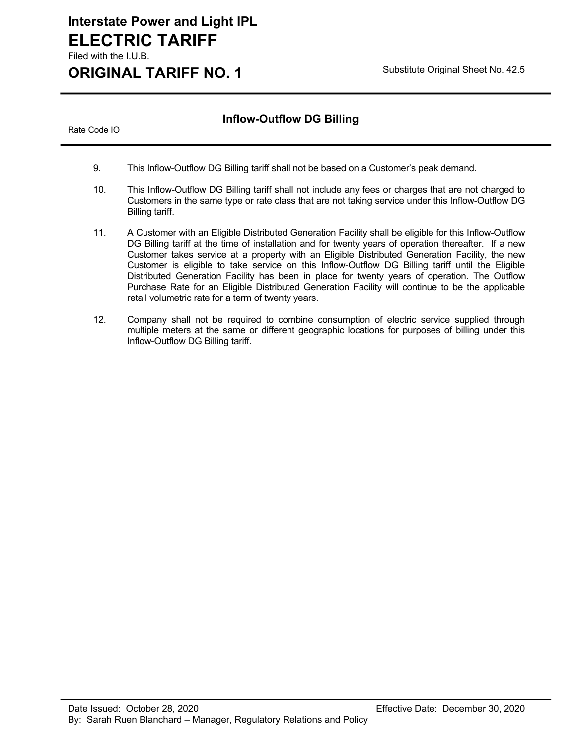## Inflow-Outflow DG Billing

Rate Code IO

9. This Inflow-Outflow DG Billing tariff shall not be based on a Customer's peak demand.

10. This Inflow-Outflow DG Billing tariff shall not include any fees or charges that are not charged to Customers in the same type or rate class that are not taking service under this Inflow-Outflow DG Billing tariff.

11. A Customer with an Eligible Distributed Generation Facility shall be eligible for this Inflow-Outflow DG Billing tariff at the time of installation and for twenty years of operation thereafter. If a new Customer takes service at a property with an Eligible Distributed Generation Facility, the new Customer is eligible to take service on this Inflow-Outflow DG Billing tariff until the Eligible Distributed Generation Facility has been in place for twenty years of operation. The Outflow Purchase Rate for an Eligible Distributed Generation Facility will continue to be the applicable retail volumetric rate for a term of twenty years.

12. Company shall not be required to combine consumption of electric service supplied through multiple meters at the same or different geographic locations for purposes of billing under this Inflow-Outflow DG Billing tariff.

Date Issued: October 28, 2020 Effective Date: December 30, 2020
By: Sarah Ruen Blanchard – Manager, Regulatory Relations and Policy